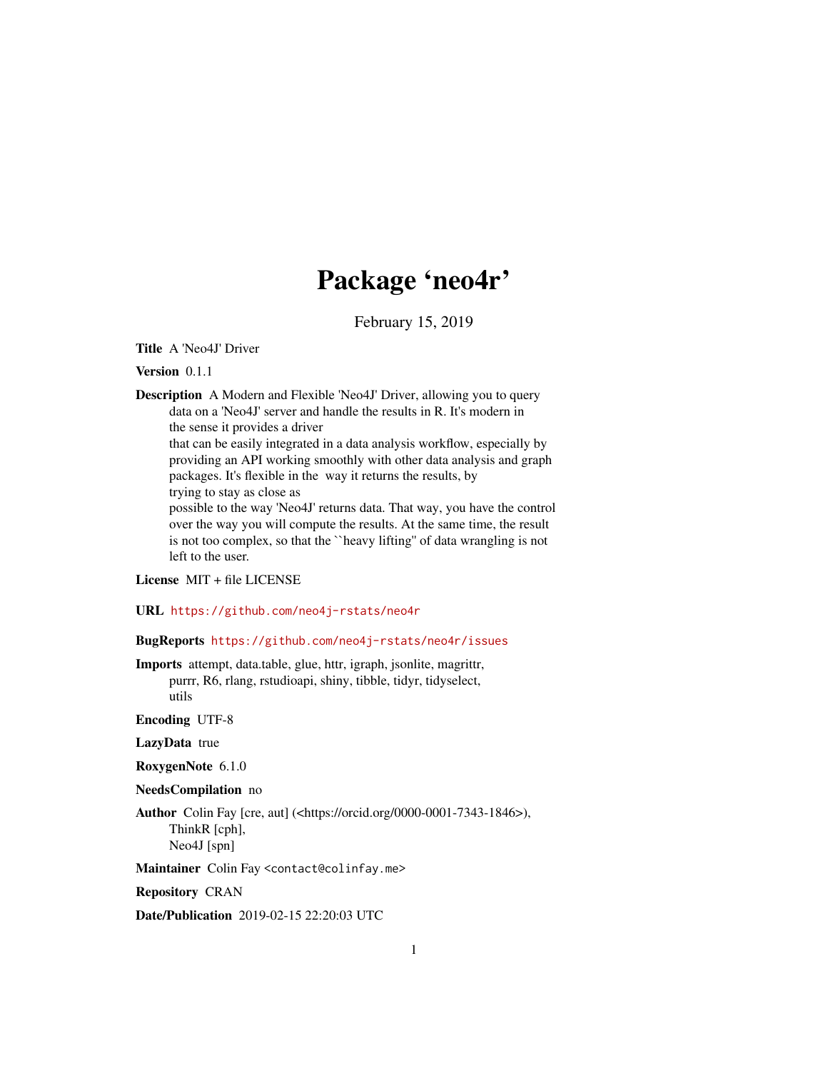# Package 'neo4r'

February 15, 2019

**Title** A 'Neo4J' Driver

**Version** 0.1.1

**Description** A Modern and Flexible 'Neo4J' Driver, allowing you to query data on a 'Neo4J' server and handle the results in R. It's modern in the sense it provides a driver that can be easily integrated in a data analysis workflow, especially by providing an API working smoothly with other data analysis and graph packages. It's flexible in the way it returns the results, by trying to stay as close as possible to the way 'Neo4J' returns data. That way, you have the control over the way you will compute the results. At the same time, the result is not too complex, so that the ``heavy lifting'' of data wrangling is not left to the user.

**License** MIT + file LICENSE

**URL** https://github.com/neo4j-rstats/neo4r

**BugReports** https://github.com/neo4j-rstats/neo4r/issues

**Imports** attempt, data.table, glue, httr, igraph, jsonlite, magrittr, purrr, R6, rlang, rstudioapi, shiny, tibble, tidyr, tidyselect, utils

**Encoding** UTF-8

**LazyData** true

**RoxygenNote** 6.1.0

**NeedsCompilation** no

**Author** Colin Fay [cre, aut] (<https://orcid.org/0000-0001-7343-1846>), ThinkR [cph], Neo4J [spn]

**Maintainer** Colin Fay <contact@colinfay.me>

**Repository** CRAN

**Date/Publication** 2019-02-15 22:20:03 UTC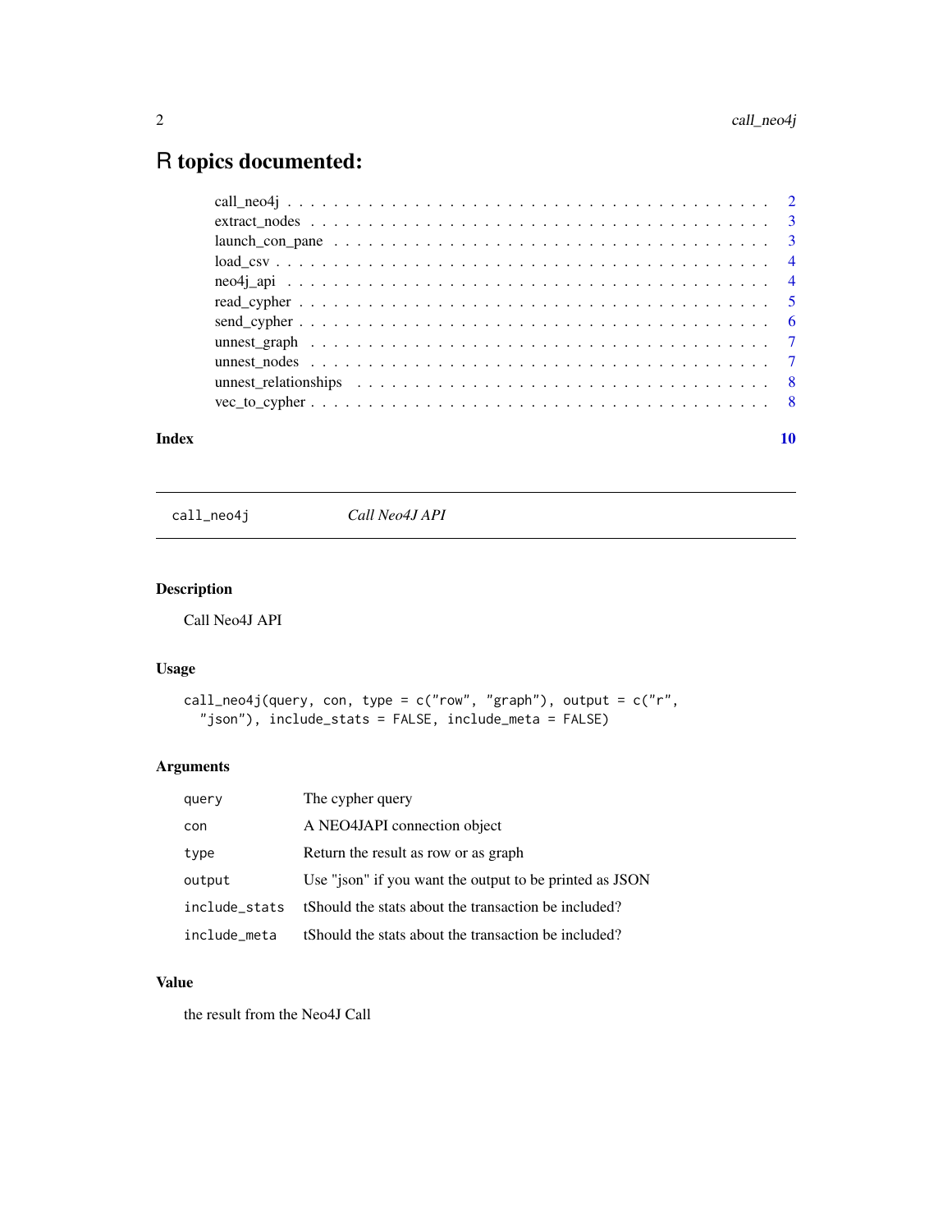# R topics documented:

- call_neo4j . . . . . . . . . . . . . . . . . . . . . . . . . . . . . . . . . . . . . . . . 2
- extract_nodes . . . . . . . . . . . . . . . . . . . . . . . . . . . . . . . . . . . . . . 3
- launch_con_pane . . . . . . . . . . . . . . . . . . . . . . . . . . . . . . . . . . . . 3
- load_csv . . . . . . . . . . . . . . . . . . . . . . . . . . . . . . . . . . . . . . . . . 4
- neo4j_api . . . . . . . . . . . . . . . . . . . . . . . . . . . . . . . . . . . . . . . . 4
- read_cypher . . . . . . . . . . . . . . . . . . . . . . . . . . . . . . . . . . . . . . . 5
- send_cypher . . . . . . . . . . . . . . . . . . . . . . . . . . . . . . . . . . . . . . . 6
- unnest_graph . . . . . . . . . . . . . . . . . . . . . . . . . . . . . . . . . . . . . . 7
- unnest_nodes . . . . . . . . . . . . . . . . . . . . . . . . . . . . . . . . . . . . . . 7
- unnest_relationships . . . . . . . . . . . . . . . . . . . . . . . . . . . . . . . . . . 8
- vec_to_cypher . . . . . . . . . . . . . . . . . . . . . . . . . . . . . . . . . . . . . . 8

**Index** **10**

---

## `call_neo4j` *Call Neo4J API*

---

### Description

Call Neo4J API

### Usage

```
call_neo4j(query, con, type = c("row", "graph"), output = c("r",
  "json"), include_stats = FALSE, include_meta = FALSE)
```

### Arguments

| | |
|---|---|
| `query` | The cypher query |
| `con` | A NEO4JAPI connection object |
| `type` | Return the result as row or as graph |
| `output` | Use "json" if you want the output to be printed as JSON |
| `include_stats` | tShould the stats about the transaction be included? |
| `include_meta` | tShould the stats about the transaction be included? |

### Value

the result from the Neo4J Call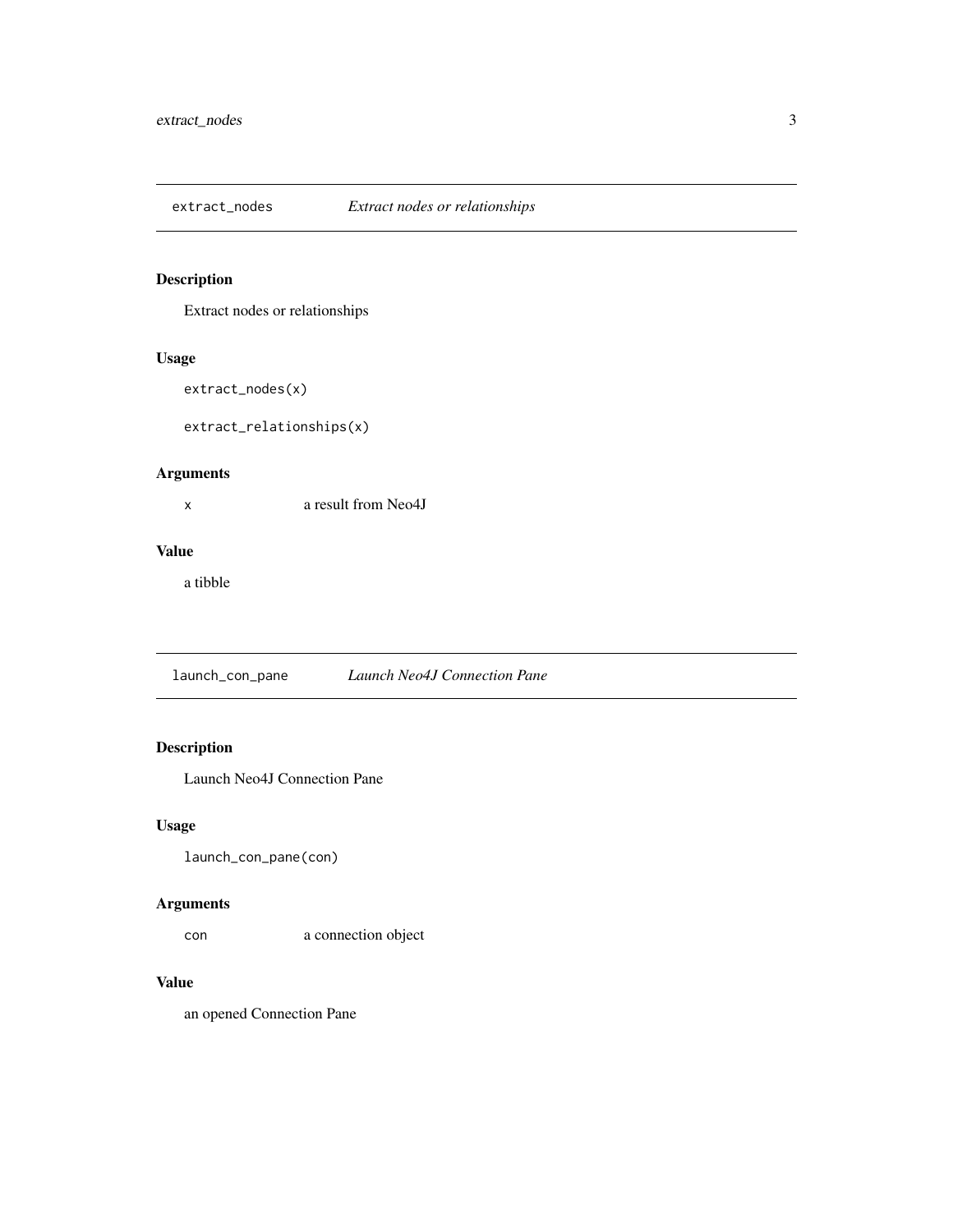## extract_nodes *Extract nodes or relationships*

### Description

Extract nodes or relationships

### Usage

```
extract_nodes(x)

extract_relationships(x)
```

### Arguments

| | |
|---|---|
| `x` | a result from Neo4J |

### Value

a tibble

## launch_con_pane *Launch Neo4J Connection Pane*

### Description

Launch Neo4J Connection Pane

### Usage

```
launch_con_pane(con)
```

### Arguments

| | |
|---|---|
| `con` | a connection object |

### Value

an opened Connection Pane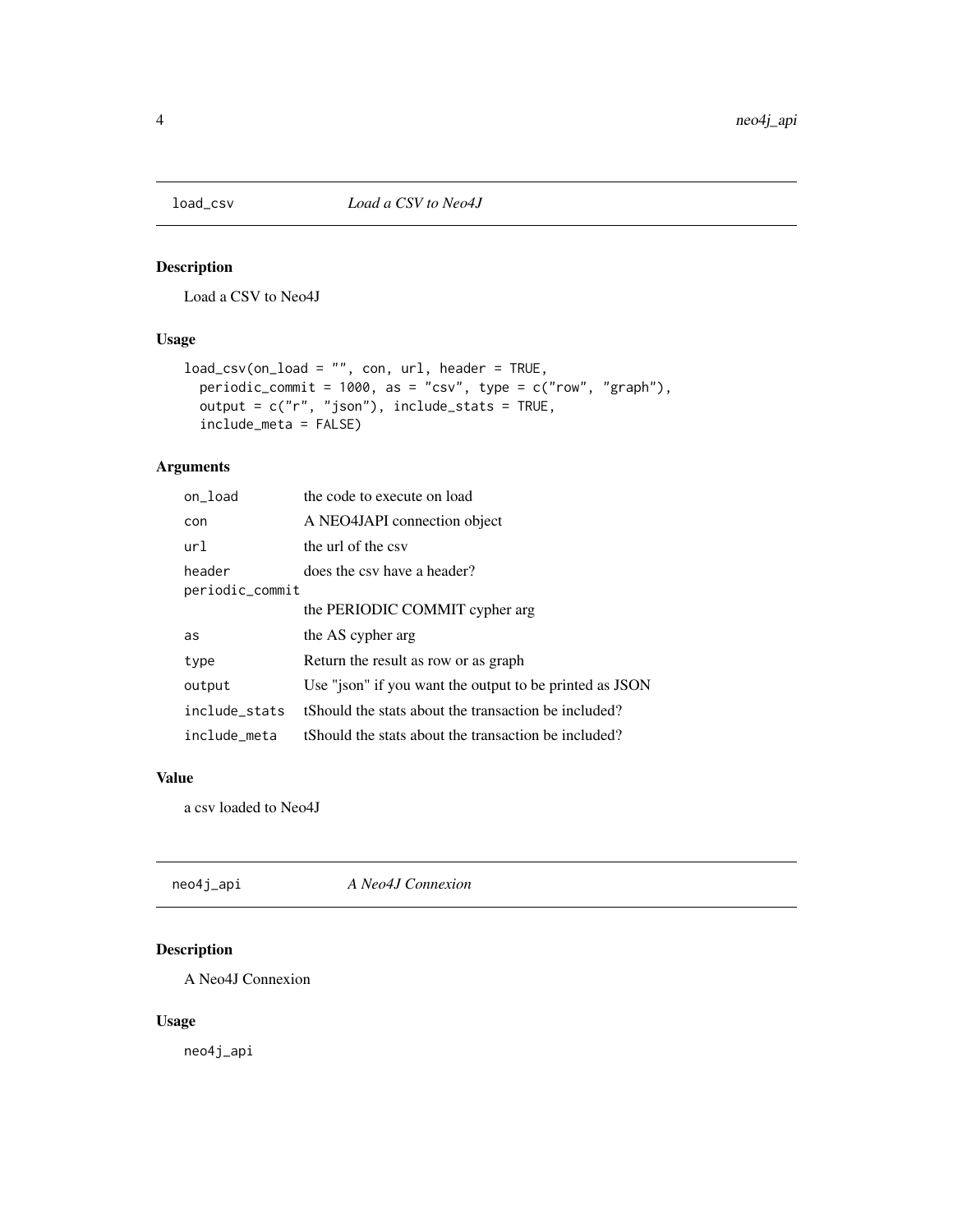## load_csv — *Load a CSV to Neo4J*

### Description

Load a CSV to Neo4J

### Usage

```
load_csv(on_load = "", con, url, header = TRUE,
  periodic_commit = 1000, as = "csv", type = c("row", "graph"),
  output = c("r", "json"), include_stats = TRUE,
  include_meta = FALSE)
```

### Arguments

| | |
|---|---|
| on_load | the code to execute on load |
| con | A NEO4JAPI connection object |
| url | the url of the csv |
| header | does the csv have a header? |
| periodic_commit | the PERIODIC COMMIT cypher arg |
| as | the AS cypher arg |
| type | Return the result as row or as graph |
| output | Use "json" if you want the output to be printed as JSON |
| include_stats | tShould the stats about the transaction be included? |
| include_meta | tShould the stats about the transaction be included? |

### Value

a csv loaded to Neo4J

## neo4j_api — *A Neo4J Connexion*

### Description

A Neo4J Connexion

### Usage

```
neo4j_api
```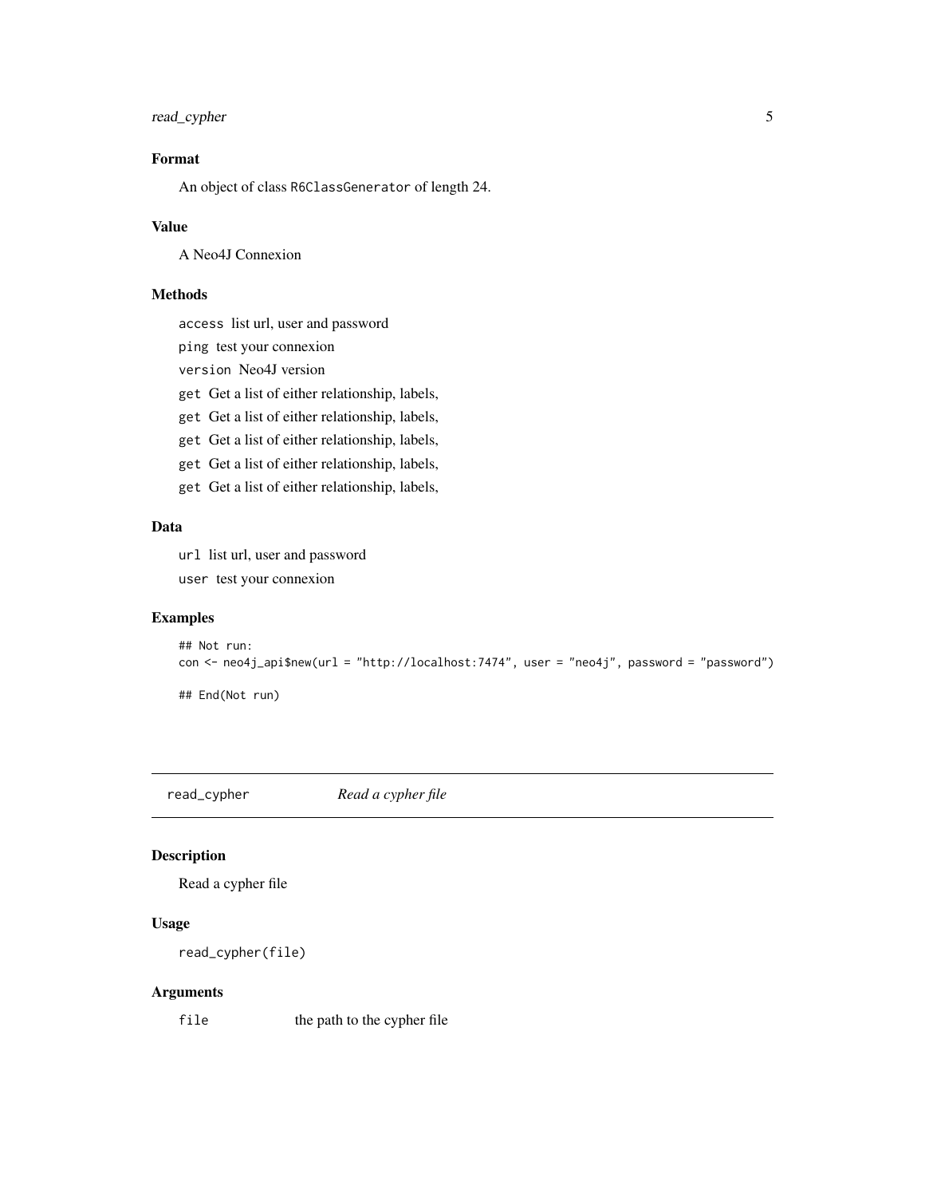### Format

An object of class `R6ClassGenerator` of length 24.

### Value

A Neo4J Connexion

### Methods

`access` list url, user and password

`ping` test your connexion

`version` Neo4J version

`get` Get a list of either relationship, labels,

`get` Get a list of either relationship, labels,

`get` Get a list of either relationship, labels,

`get` Get a list of either relationship, labels,

`get` Get a list of either relationship, labels,

### Data

`url` list url, user and password

`user` test your connexion

### Examples

```
## Not run:
con <- neo4j_api$new(url = "http://localhost:7474", user = "neo4j", password = "password")

## End(Not run)
```

---

## `read_cypher` *Read a cypher file*

### Description

Read a cypher file

### Usage

```
read_cypher(file)
```

### Arguments

| | |
|---|---|
| `file` | the path to the cypher file |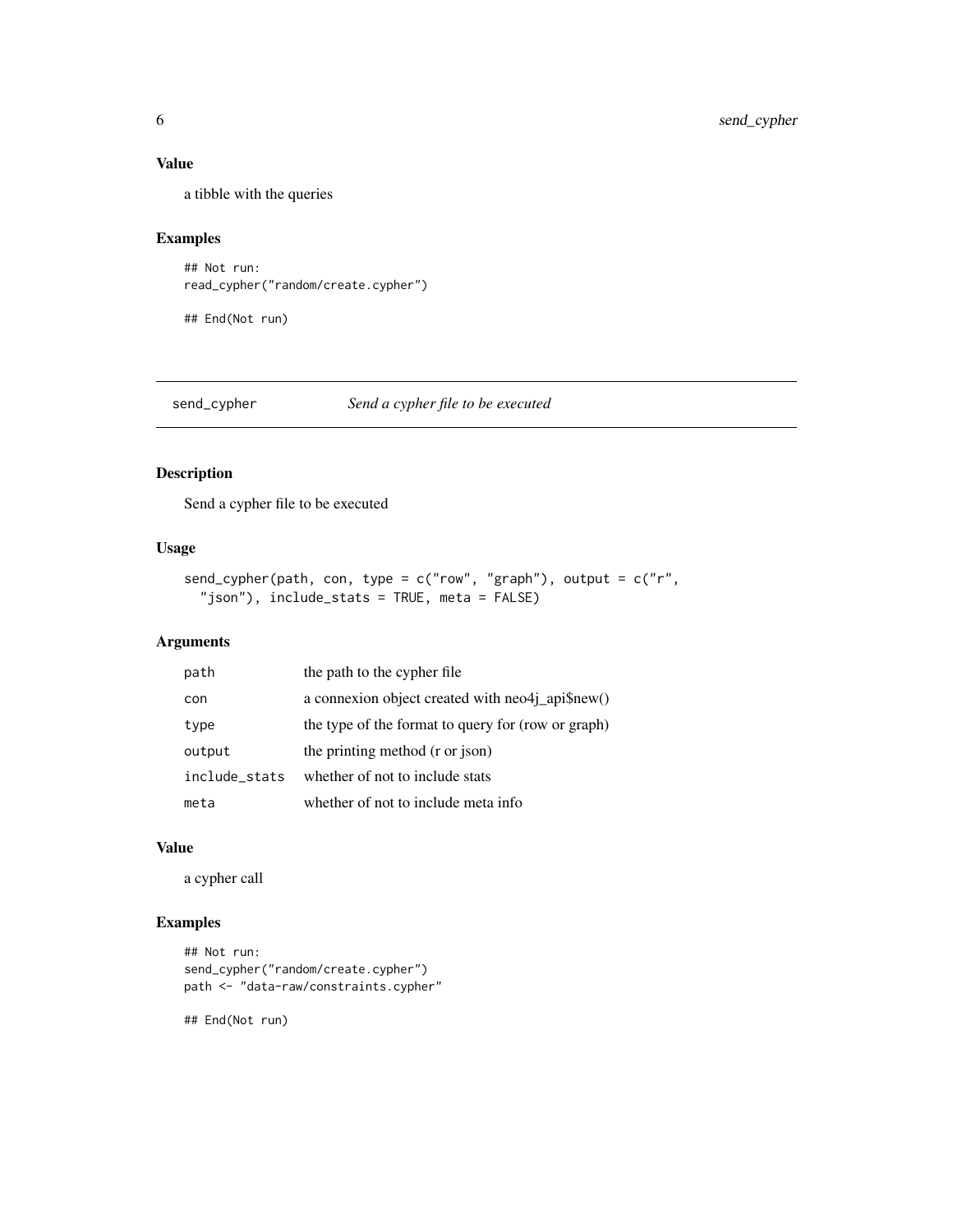## Value

a tibble with the queries

## Examples

```
## Not run:
read_cypher("random/create.cypher")

## End(Not run)
```

---

# send_cypher *Send a cypher file to be executed*

## Description

Send a cypher file to be executed

## Usage

```
send_cypher(path, con, type = c("row", "graph"), output = c("r",
  "json"), include_stats = TRUE, meta = FALSE)
```

## Arguments

| | |
|---|---|
| path | the path to the cypher file |
| con | a connexion object created with neo4j_api$new() |
| type | the type of the format to query for (row or graph) |
| output | the printing method (r or json) |
| include_stats | whether of not to include stats |
| meta | whether of not to include meta info |

## Value

a cypher call

## Examples

```
## Not run:
send_cypher("random/create.cypher")
path <- "data-raw/constraints.cypher"

## End(Not run)
```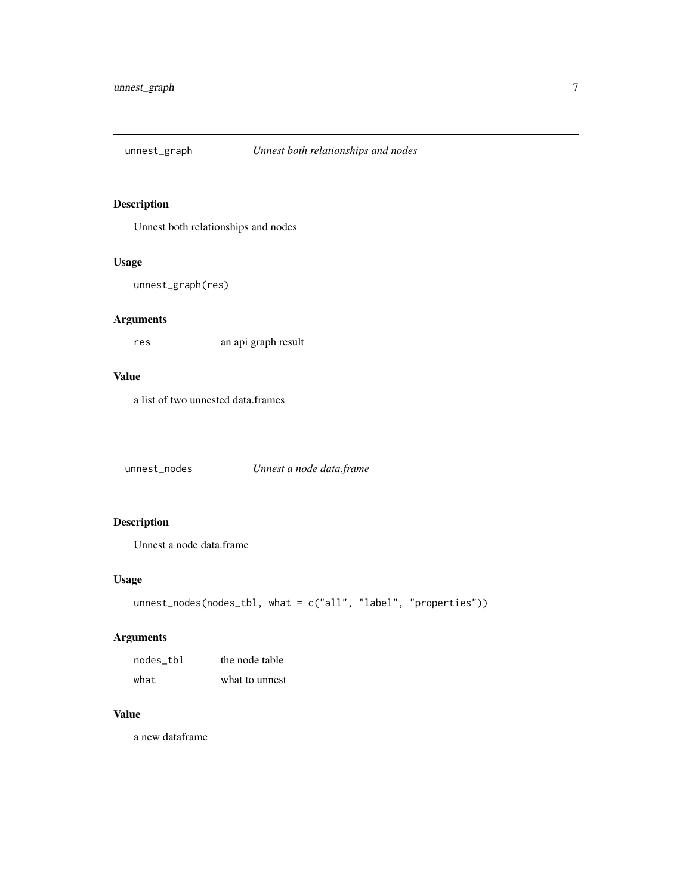## unnest_graph — *Unnest both relationships and nodes*

### Description

Unnest both relationships and nodes

### Usage

```
unnest_graph(res)
```

### Arguments

| | |
|---|---|
| `res` | an api graph result |

### Value

a list of two unnested data.frames

## unnest_nodes — *Unnest a node data.frame*

### Description

Unnest a node data.frame

### Usage

```
unnest_nodes(nodes_tbl, what = c("all", "label", "properties"))
```

### Arguments

| | |
|---|---|
| `nodes_tbl` | the node table |
| `what` | what to unnest |

### Value

a new dataframe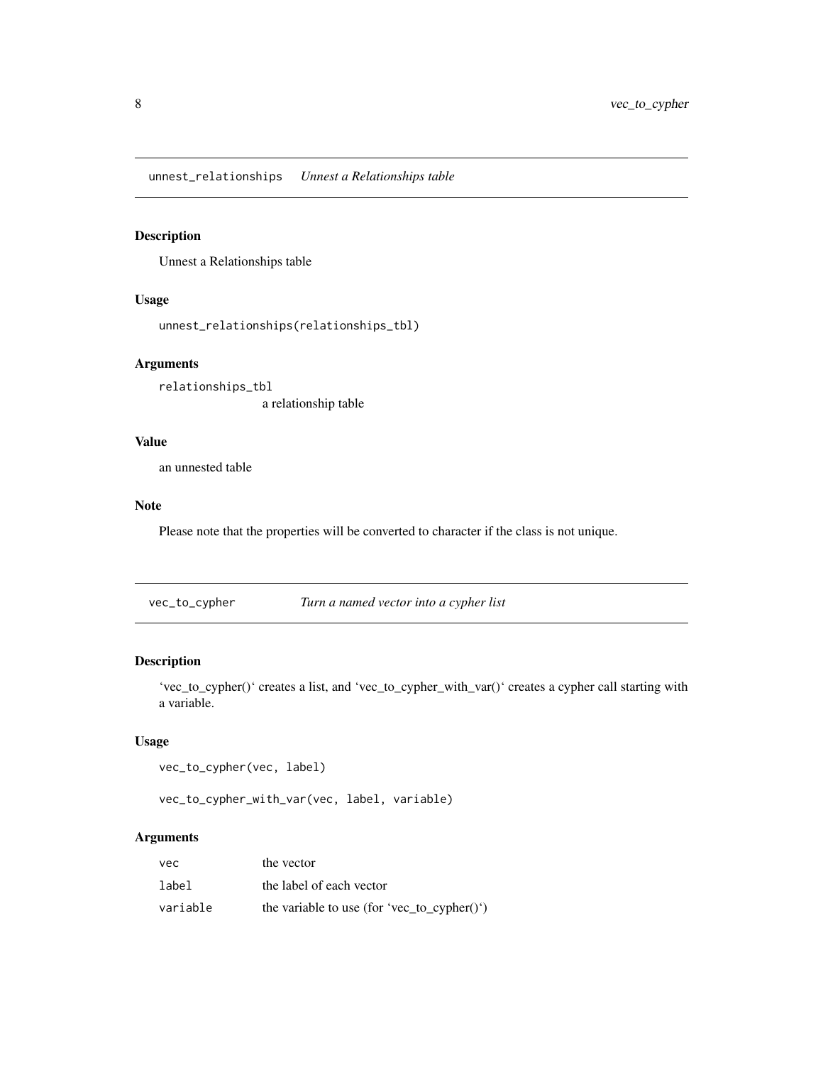## unnest_relationships *Unnest a Relationships table*

### Description

Unnest a Relationships table

### Usage

```
unnest_relationships(relationships_tbl)
```

### Arguments

| | |
|---|---|
| relationships_tbl | a relationship table |

### Value

an unnested table

### Note

Please note that the properties will be converted to character if the class is not unique.

## vec_to_cypher *Turn a named vector into a cypher list*

### Description

'vec_to_cypher()' creates a list, and 'vec_to_cypher_with_var()' creates a cypher call starting with a variable.

### Usage

```
vec_to_cypher(vec, label)

vec_to_cypher_with_var(vec, label, variable)
```

### Arguments

| | |
|---|---|
| vec | the vector |
| label | the label of each vector |
| variable | the variable to use (for 'vec_to_cypher()') |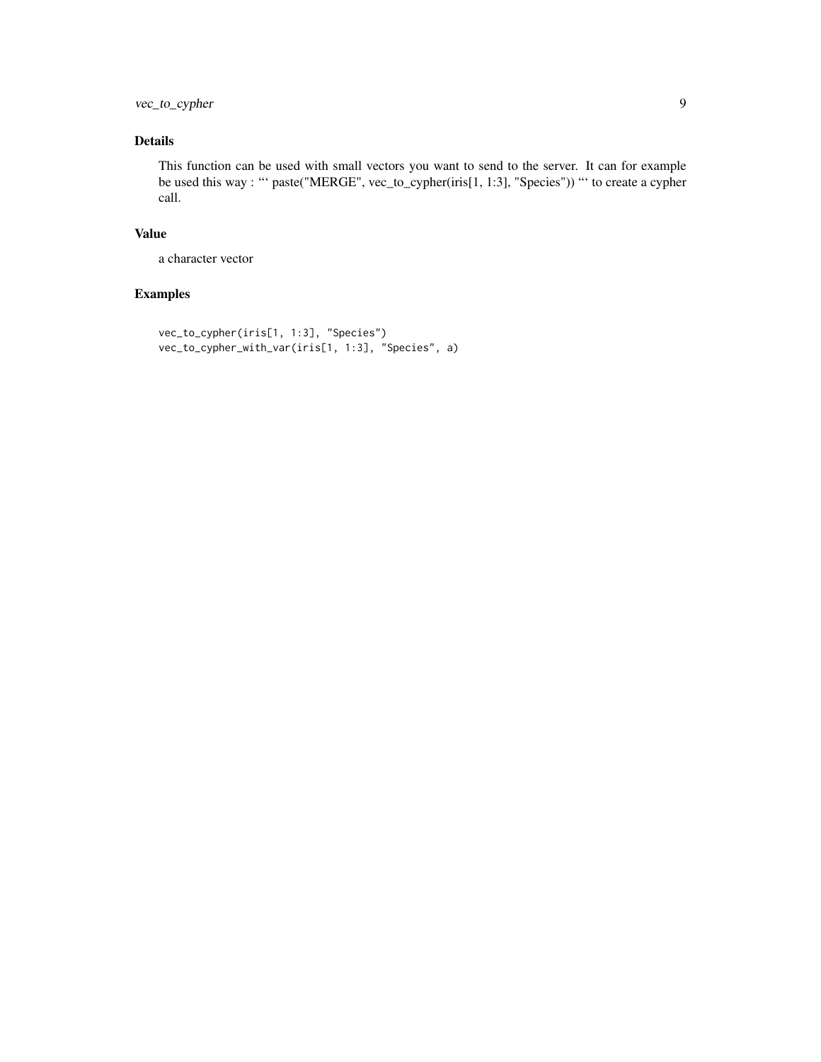### Details

This function can be used with small vectors you want to send to the server. It can for example be used this way : "‘ paste("MERGE", vec_to_cypher(iris[1, 1:3], "Species")) "‘ to create a cypher call.

### Value

a character vector

### Examples

```
vec_to_cypher(iris[1, 1:3], "Species")
vec_to_cypher_with_var(iris[1, 1:3], "Species", a)
```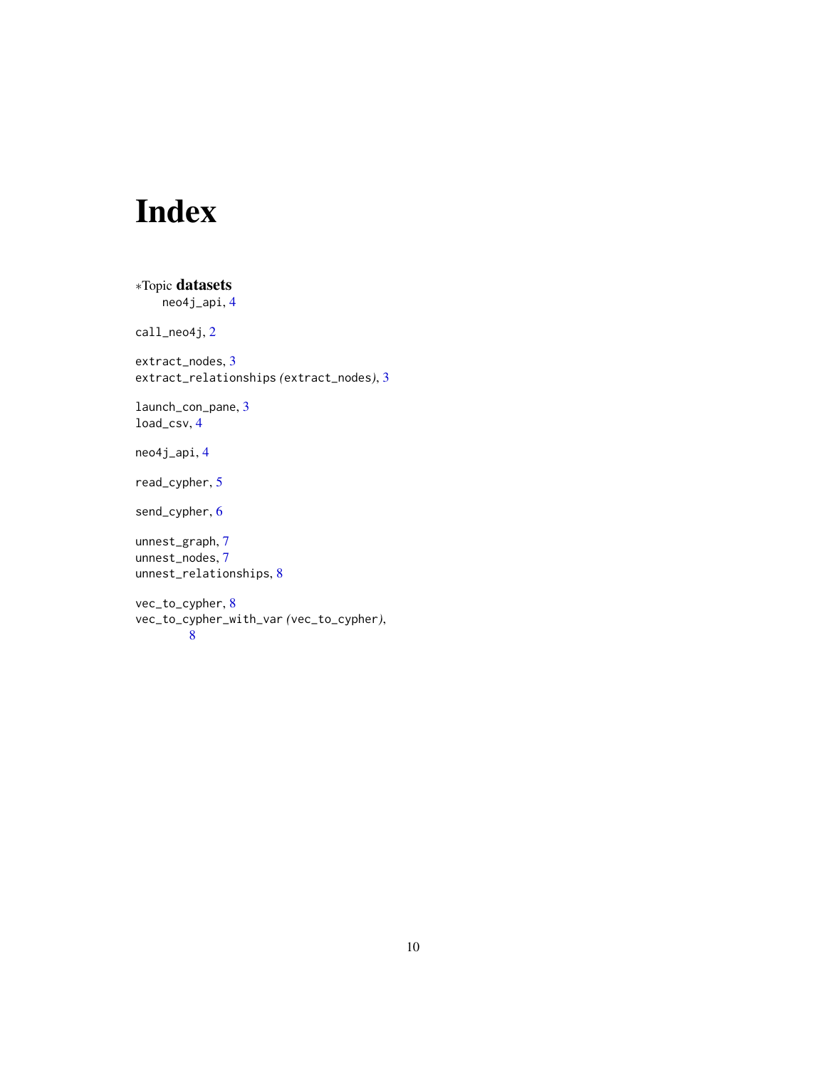# Index

∗Topic **datasets**
    neo4j_api, 4

call_neo4j, 2

extract_nodes, 3
extract_relationships *(*extract_nodes*)*, 3

launch_con_pane, 3
load_csv, 4

neo4j_api, 4

read_cypher, 5

send_cypher, 6

unnest_graph, 7
unnest_nodes, 7
unnest_relationships, 8

vec_to_cypher, 8
vec_to_cypher_with_var *(*vec_to_cypher*)*, 8